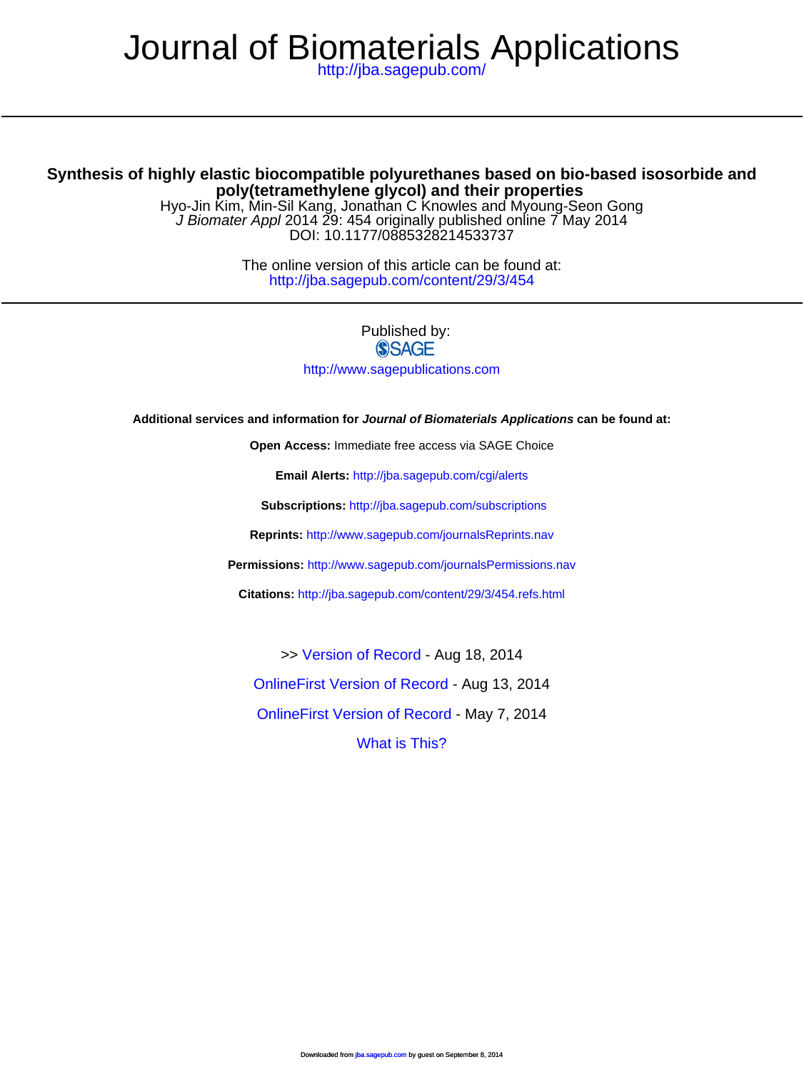# Journal of Biomaterials Applications

http://jba.sagepub.com/

## Synthesis of highly elastic biocompatible polyurethanes based on bio-based isosorbide and poly(tetramethylene glycol) and their properties

Hyo-Jin Kim, Min-Sil Kang, Jonathan C Knowles and Myoung-Seon Gong

*J Biomater Appl* 2014 29: 454 originally published online 7 May 2014

DOI: 10.1177/0885328214533737

The online version of this article can be found at:

http://jba.sagepub.com/content/29/3/454

Published by:

SAGE

http://www.sagepublications.com

**Additional services and information for *Journal of Biomaterials Applications* can be found at:**

**Open Access:** Immediate free access via SAGE Choice

**Email Alerts:** http://jba.sagepub.com/cgi/alerts

**Subscriptions:** http://jba.sagepub.com/subscriptions

**Reprints:** http://www.sagepub.com/journalsReprints.nav

**Permissions:** http://www.sagepub.com/journalsPermissions.nav

**Citations:** http://jba.sagepub.com/content/29/3/454.refs.html

>> Version of Record - Aug 18, 2014

OnlineFirst Version of Record - Aug 13, 2014

OnlineFirst Version of Record - May 7, 2014

What is This?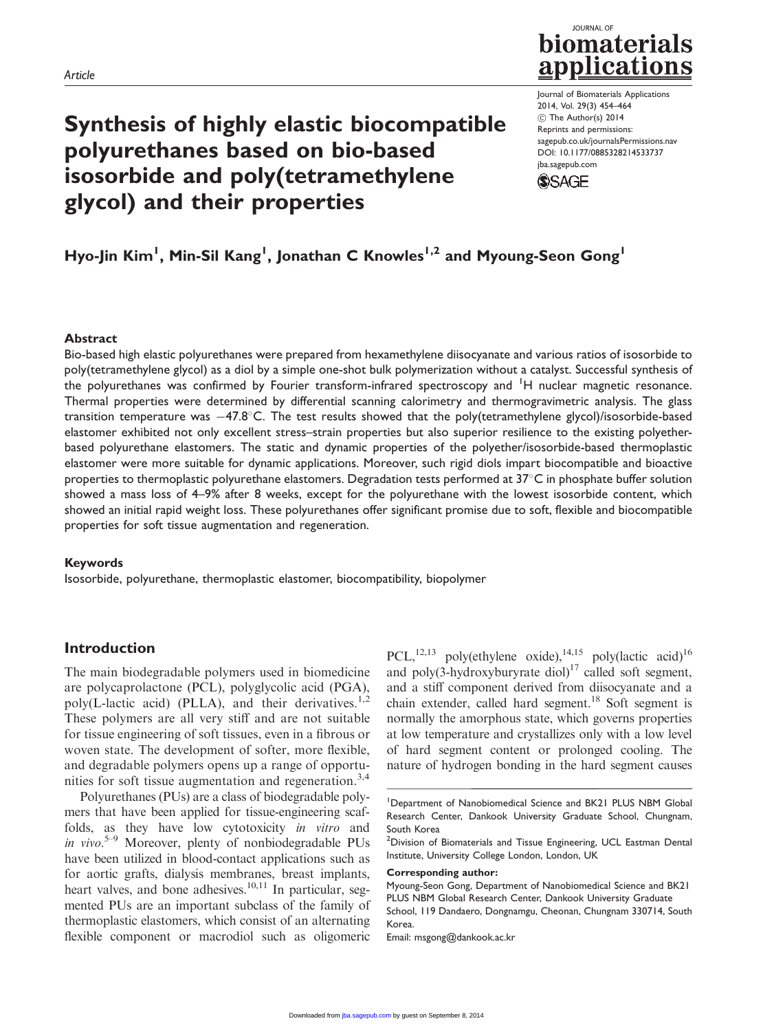Article

# Synthesis of highly elastic biocompatible polyurethanes based on bio-based isosorbide and poly(tetramethylene glycol) and their properties

Hyo-Jin Kim[1], Min-Sil Kang[1], Jonathan C Knowles[1,2] and Myoung-Seon Gong[1]

## Abstract

Bio-based high elastic polyurethanes were prepared from hexamethylene diisocyanate and various ratios of isosorbide to poly(tetramethylene glycol) as a diol by a simple one-shot bulk polymerization without a catalyst. Successful synthesis of the polyurethanes was confirmed by Fourier transform-infrared spectroscopy and $^{1}H$ nuclear magnetic resonance. Thermal properties were determined by differential scanning calorimetry and thermogravimetric analysis. The glass transition temperature was −47.8°C. The test results showed that the poly(tetramethylene glycol)/isosorbide-based elastomer exhibited not only excellent stress–strain properties but also superior resilience to the existing polyether-based polyurethane elastomers. The static and dynamic properties of the polyether/isosorbide-based thermoplastic elastomer were more suitable for dynamic applications. Moreover, such rigid diols impart biocompatible and bioactive properties to thermoplastic polyurethane elastomers. Degradation tests performed at 37°C in phosphate buffer solution showed a mass loss of 4–9% after 8 weeks, except for the polyurethane with the lowest isosorbide content, which showed an initial rapid weight loss. These polyurethanes offer significant promise due to soft, flexible and biocompatible properties for soft tissue augmentation and regeneration.

### Keywords

Isosorbide, polyurethane, thermoplastic elastomer, biocompatibility, biopolymer

## Introduction

The main biodegradable polymers used in biomedicine are polycaprolactone (PCL), polyglycolic acid (PGA), poly(L-lactic acid) (PLLA), and their derivatives.[1,2] These polymers are all very stiff and are not suitable for tissue engineering of soft tissues, even in a fibrous or woven state. The development of softer, more flexible, and degradable polymers opens up a range of opportunities for soft tissue augmentation and regeneration.[3,4]

Polyurethanes (PUs) are a class of biodegradable polymers that have been applied for tissue-engineering scaffolds, as they have low cytotoxicity *in vitro* and *in vivo*.[5–9] Moreover, plenty of nonbiodegradable PUs have been utilized in blood-contact applications such as for aortic grafts, dialysis membranes, breast implants, heart valves, and bone adhesives.[10,11] In particular, segmented PUs are an important subclass of the family of thermoplastic elastomers, which consist of an alternating flexible component or macrodiol such as oligomeric PCL,[12,13] poly(ethylene oxide),[14,15] poly(lactic acid)[16] and poly(3-hydroxyburyrate diol)[17] called soft segment, and a stiff component derived from diisocyanate and a chain extender, called hard segment.[18] Soft segment is normally the amorphous state, which governs properties at low temperature and crystallizes only with a low level of hard segment content or prolonged cooling. The nature of hydrogen bonding in the hard segment causes

[1]Department of Nanobiomedical Science and BK21 PLUS NBM Global Research Center, Dankook University Graduate School, Chungnam, South Korea

[2]Division of Biomaterials and Tissue Engineering, UCL Eastman Dental Institute, University College London, London, UK

**Corresponding author:**

Myoung-Seon Gong, Department of Nanobiomedical Science and BK21 PLUS NBM Global Research Center, Dankook University Graduate School, 119 Dandaero, Dongnamgu, Cheonan, Chungnam 330714, South Korea.

Email: msgong@dankook.ac.kr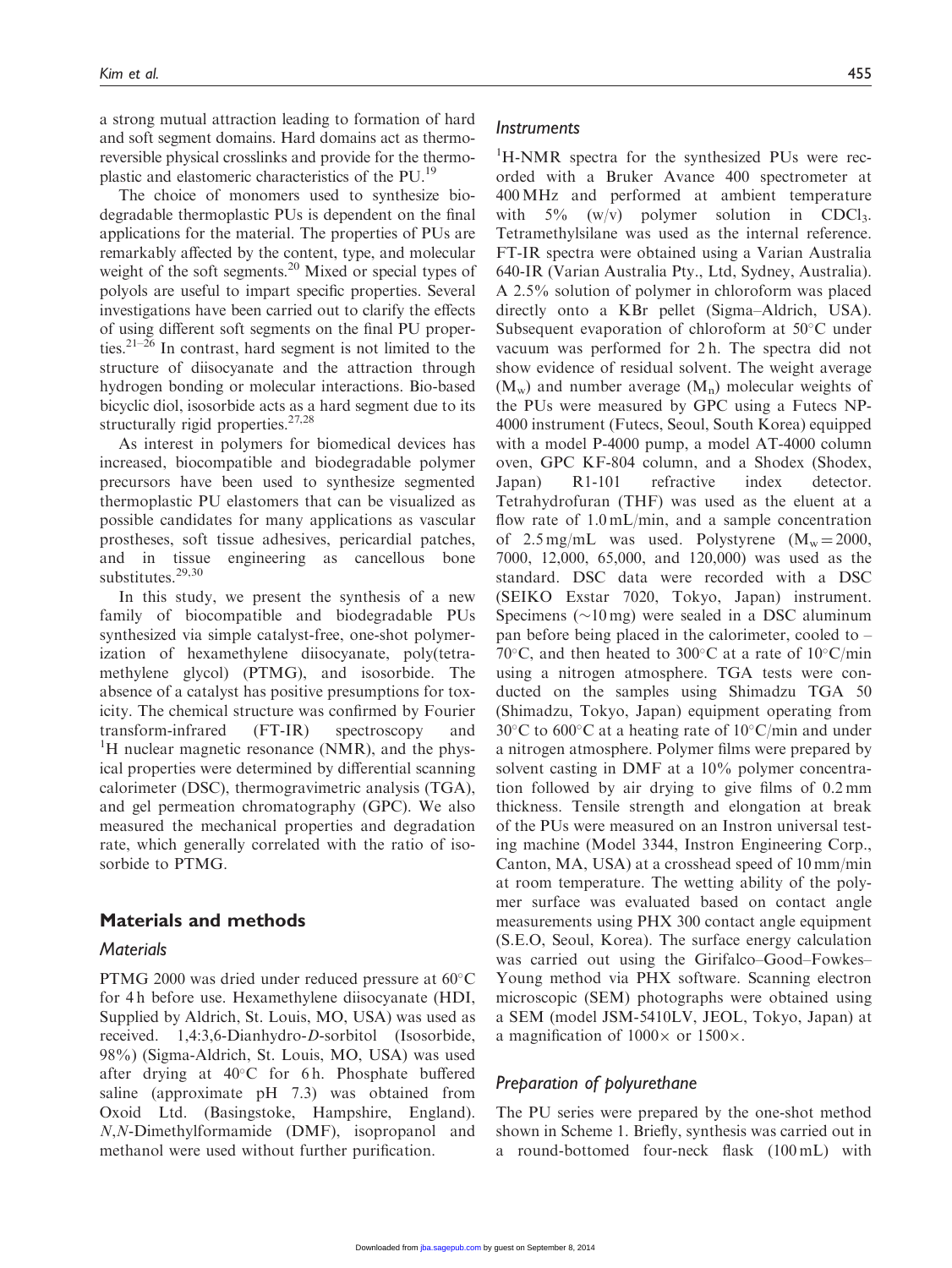a strong mutual attraction leading to formation of hard and soft segment domains. Hard domains act as thermo-reversible physical crosslinks and provide for the thermoplastic and elastomeric characteristics of the PU.[19]

The choice of monomers used to synthesize biodegradable thermoplastic PUs is dependent on the final applications for the material. The properties of PUs are remarkably affected by the content, type, and molecular weight of the soft segments.[20] Mixed or special types of polyols are useful to impart specific properties. Several investigations have been carried out to clarify the effects of using different soft segments on the final PU properties.[21–26] In contrast, hard segment is not limited to the structure of diisocyanate and the attraction through hydrogen bonding or molecular interactions. Bio-based bicyclic diol, isosorbide acts as a hard segment due to its structurally rigid properties.[27,28]

As interest in polymers for biomedical devices has increased, biocompatible and biodegradable polymer precursors have been used to synthesize segmented thermoplastic PU elastomers that can be visualized as possible candidates for many applications as vascular prostheses, soft tissue adhesives, pericardial patches, and in tissue engineering as cancellous bone substitutes.[29,30]

In this study, we present the synthesis of a new family of biocompatible and biodegradable PUs synthesized via simple catalyst-free, one-shot polymerization of hexamethylene diisocyanate, poly(tetramethylene glycol) (PTMG), and isosorbide. The absence of a catalyst has positive presumptions for toxicity. The chemical structure was confirmed by Fourier transform-infrared (FT-IR) spectroscopy and $^{1}$H nuclear magnetic resonance (NMR), and the physical properties were determined by differential scanning calorimeter (DSC), thermogravimetric analysis (TGA), and gel permeation chromatography (GPC). We also measured the mechanical properties and degradation rate, which generally correlated with the ratio of isosorbide to PTMG.

## Materials and methods

### Materials

PTMG 2000 was dried under reduced pressure at 60°C for 4 h before use. Hexamethylene diisocyanate (HDI, Supplied by Aldrich, St. Louis, MO, USA) was used as received. 1,4:3,6-Dianhydro-*D*-sorbitol (Isosorbide, 98%) (Sigma-Aldrich, St. Louis, MO, USA) was used after drying at 40°C for 6 h. Phosphate buffered saline (approximate pH 7.3) was obtained from Oxoid Ltd. (Basingstoke, Hampshire, England). *N*,*N*-Dimethylformamide (DMF), isopropanol and methanol were used without further purification.

### Instruments

$^{1}$H-NMR spectra for the synthesized PUs were recorded with a Bruker Avance 400 spectrometer at 400 MHz and performed at ambient temperature with 5% (w/v) polymer solution in $CDCl_3$. Tetramethylsilane was used as the internal reference. FT-IR spectra were obtained using a Varian Australia 640-IR (Varian Australia Pty., Ltd, Sydney, Australia). A 2.5% solution of polymer in chloroform was placed directly onto a KBr pellet (Sigma–Aldrich, USA). Subsequent evaporation of chloroform at 50°C under vacuum was performed for 2 h. The spectra did not show evidence of residual solvent. The weight average ($M_w$) and number average ($M_n$) molecular weights of the PUs were measured by GPC using a Futecs NP-4000 instrument (Futecs, Seoul, South Korea) equipped with a model P-4000 pump, a model AT-4000 column oven, GPC KF-804 column, and a Shodex (Shodex, Japan) R1-101 refractive index detector. Tetrahydrofuran (THF) was used as the eluent at a flow rate of 1.0 mL/min, and a sample concentration of 2.5 mg/mL was used. Polystyrene ($M_w$ = 2000, 7000, 12,000, 65,000, and 120,000) was used as the standard. DSC data were recorded with a DSC (SEIKO Exstar 7020, Tokyo, Japan) instrument. Specimens (~10 mg) were sealed in a DSC aluminum pan before being placed in the calorimeter, cooled to –70°C, and then heated to 300°C at a rate of 10°C/min using a nitrogen atmosphere. TGA tests were conducted on the samples using Shimadzu TGA 50 (Shimadzu, Tokyo, Japan) equipment operating from 30°C to 600°C at a heating rate of 10°C/min and under a nitrogen atmosphere. Polymer films were prepared by solvent casting in DMF at a 10% polymer concentration followed by air drying to give films of 0.2 mm thickness. Tensile strength and elongation at break of the PUs were measured on an Instron universal testing machine (Model 3344, Instron Engineering Corp., Canton, MA, USA) at a crosshead speed of 10 mm/min at room temperature. The wetting ability of the polymer surface was evaluated based on contact angle measurements using PHX 300 contact angle equipment (S.E.O, Seoul, Korea). The surface energy calculation was carried out using the Girifalco–Good–Fowkes–Young method via PHX software. Scanning electron microscopic (SEM) photographs were obtained using a SEM (model JSM-5410LV, JEOL, Tokyo, Japan) at a magnification of 1000× or 1500×.

### Preparation of polyurethane

The PU series were prepared by the one-shot method shown in Scheme 1. Briefly, synthesis was carried out in a round-bottomed four-neck flask (100 mL) with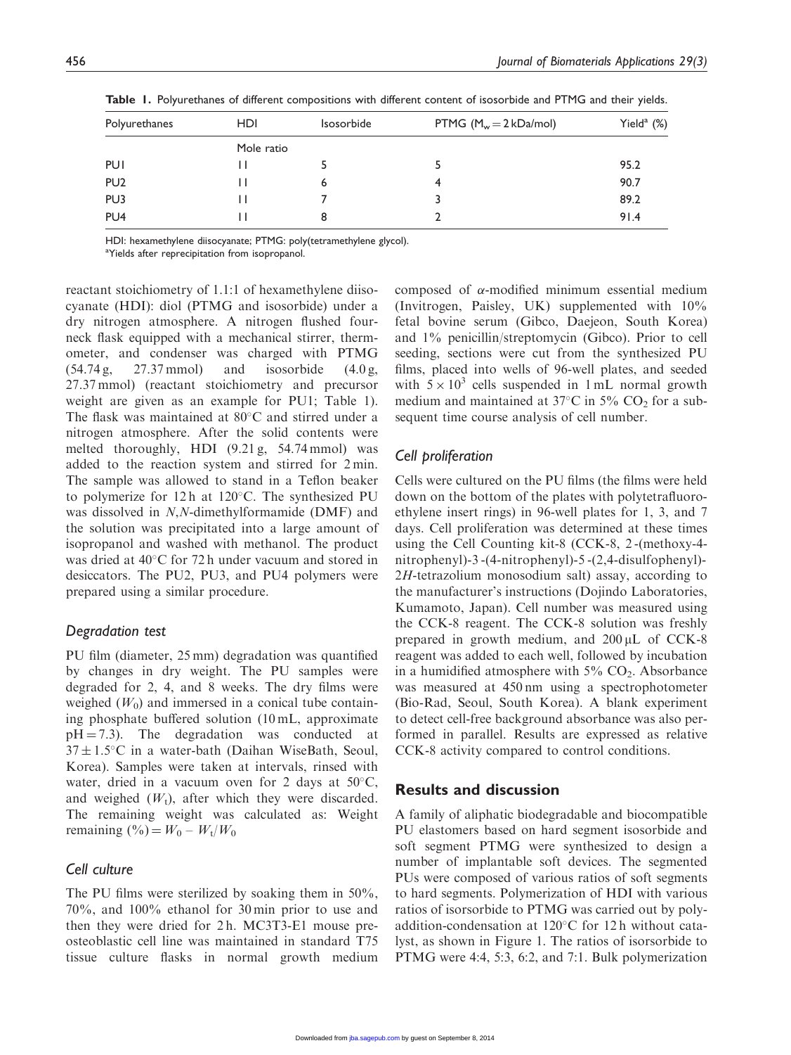**Table 1.** Polyurethanes of different compositions with different content of isosorbide and PTMG and their yields.

| Polyurethanes | HDI | Isosorbide | PTMG ($M_w = 2$ kDa/mol) | Yield[a] (%) |
|---|---|---|---|---|
| | Mole ratio | | | |
| PU1 | 11 | 5 | 5 | 95.2 |
| PU2 | 11 | 6 | 4 | 90.7 |
| PU3 | 11 | 7 | 3 | 89.2 |
| PU4 | 11 | 8 | 2 | 91.4 |

HDI: hexamethylene diisocyanate; PTMG: poly(tetramethylene glycol).
[a]Yields after reprecipitation from isopropanol.

reactant stoichiometry of 1.1:1 of hexamethylene diisocyanate (HDI): diol (PTMG and isosorbide) under a dry nitrogen atmosphere. A nitrogen flushed four-neck flask equipped with a mechanical stirrer, thermometer, and condenser was charged with PTMG (54.74 g, 27.37 mmol) and isosorbide (4.0 g, 27.37 mmol) (reactant stoichiometry and precursor weight are given as an example for PU1; Table 1). The flask was maintained at 80°C and stirred under a nitrogen atmosphere. After the solid contents were melted thoroughly, HDI (9.21 g, 54.74 mmol) was added to the reaction system and stirred for 2 min. The sample was allowed to stand in a Teflon beaker to polymerize for 12 h at 120°C. The synthesized PU was dissolved in *N*,*N*-dimethylformamide (DMF) and the solution was precipitated into a large amount of isopropanol and washed with methanol. The product was dried at 40°C for 72 h under vacuum and stored in desiccators. The PU2, PU3, and PU4 polymers were prepared using a similar procedure.

### *Degradation test*

PU film (diameter, 25 mm) degradation was quantified by changes in dry weight. The PU samples were degraded for 2, 4, and 8 weeks. The dry films were weighed ($W_0$) and immersed in a conical tube containing phosphate buffered solution (10 mL, approximate pH = 7.3). The degradation was conducted at 37 ± 1.5°C in a water-bath (Daihan WiseBath, Seoul, Korea). Samples were taken at intervals, rinsed with water, dried in a vacuum oven for 2 days at 50°C, and weighed ($W_t$), after which they were discarded. The remaining weight was calculated as: Weight remaining (%) = $W_0 - W_t/W_0$

### *Cell culture*

The PU films were sterilized by soaking them in 50%, 70%, and 100% ethanol for 30 min prior to use and then they were dried for 2 h. MC3T3-E1 mouse pre-osteoblastic cell line was maintained in standard T75 tissue culture flasks in normal growth medium composed of α-modified minimum essential medium (Invitrogen, Paisley, UK) supplemented with 10% fetal bovine serum (Gibco, Daejeon, South Korea) and 1% penicillin/streptomycin (Gibco). Prior to cell seeding, sections were cut from the synthesized PU films, placed into wells of 96-well plates, and seeded with $5 \times 10^3$ cells suspended in 1 mL normal growth medium and maintained at 37°C in 5% $CO_2$ for a subsequent time course analysis of cell number.

### *Cell proliferation*

Cells were cultured on the PU films (the films were held down on the bottom of the plates with polytetrafluoroethylene insert rings) in 96-well plates for 1, 3, and 7 days. Cell proliferation was determined at these times using the Cell Counting kit-8 (CCK-8, 2-(methoxy-4-nitrophenyl)-3-(4-nitrophenyl)-5-(2,4-disulfophenyl)-2*H*-tetrazolium monosodium salt) assay, according to the manufacturer's instructions (Dojindo Laboratories, Kumamoto, Japan). Cell number was measured using the CCK-8 reagent. The CCK-8 solution was freshly prepared in growth medium, and 200 μL of CCK-8 reagent was added to each well, followed by incubation in a humidified atmosphere with 5% $CO_2$. Absorbance was measured at 450 nm using a spectrophotometer (Bio-Rad, Seoul, South Korea). A blank experiment to detect cell-free background absorbance was also performed in parallel. Results are expressed as relative CCK-8 activity compared to control conditions.

## Results and discussion

A family of aliphatic biodegradable and biocompatible PU elastomers based on hard segment isosorbide and soft segment PTMG were synthesized to design a number of implantable soft devices. The segmented PUs were composed of various ratios of soft segments to hard segments. Polymerization of HDI with various ratios of isorsorbide to PTMG was carried out by polyaddition-condensation at 120°C for 12 h without catalyst, as shown in Figure 1. The ratios of isorsorbide to PTMG were 4:4, 5:3, 6:2, and 7:1. Bulk polymerization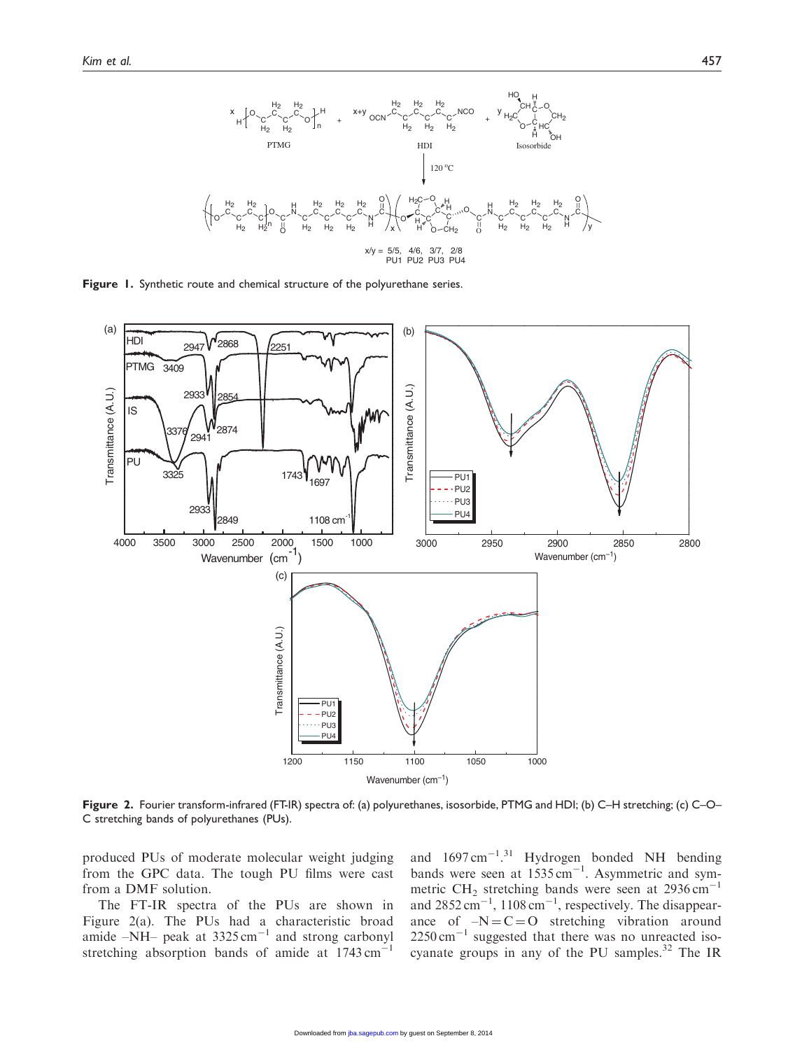**Figure 1.** Synthetic route and chemical structure of the polyurethane series.

**Figure 2.** Fourier transform-infrared (FT-IR) spectra of: (a) polyurethanes, isosorbide, PTMG and HDI; (b) C–H stretching; (c) C–O–C stretching bands of polyurethanes (PUs).

produced PUs of moderate molecular weight judging from the GPC data. The tough PU films were cast from a DMF solution.

The FT-IR spectra of the PUs are shown in Figure 2(a). The PUs had a characteristic broad amide –NH– peak at 3325 $cm^{-1}$ and strong carbonyl stretching absorption bands of amide at 1743 $cm^{-1}$ and 1697 $cm^{-1}$.[31] Hydrogen bonded NH bending bands were seen at 1535 $cm^{-1}$. Asymmetric and symmetric $CH_2$ stretching bands were seen at 2936 $cm^{-1}$ and 2852 $cm^{-1}$, 1108 $cm^{-1}$, respectively. The disappearance of –N=C=O stretching vibration around 2250 $cm^{-1}$ suggested that there was no unreacted isocyanate groups in any of the PU samples.[32] The IR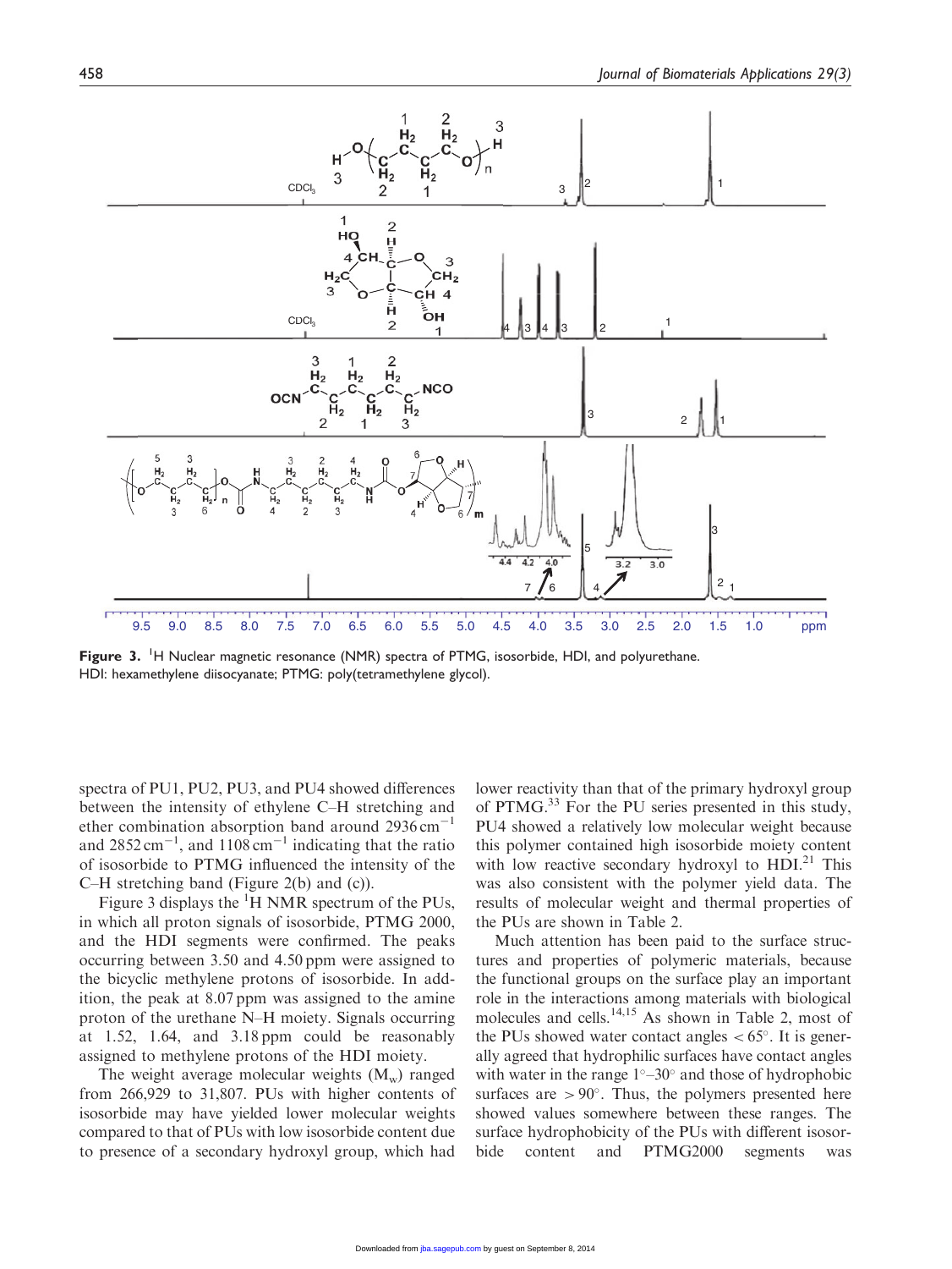**Figure 3.** $^{1}$H Nuclear magnetic resonance (NMR) spectra of PTMG, isosorbide, HDI, and polyurethane.
HDI: hexamethylene diisocyanate; PTMG: poly(tetramethylene glycol).

spectra of PU1, PU2, PU3, and PU4 showed differences between the intensity of ethylene C–H stretching and ether combination absorption band around 2936 $cm^{-1}$ and 2852 $cm^{-1}$, and 1108 $cm^{-1}$ indicating that the ratio of isosorbide to PTMG influenced the intensity of the C–H stretching band (Figure 2(b) and (c)).

Figure 3 displays the $^{1}$H NMR spectrum of the PUs, in which all proton signals of isosorbide, PTMG 2000, and the HDI segments were confirmed. The peaks occurring between 3.50 and 4.50 ppm were assigned to the bicyclic methylene protons of isosorbide. In addition, the peak at 8.07 ppm was assigned to the amine proton of the urethane N–H moiety. Signals occurring at 1.52, 1.64, and 3.18 ppm could be reasonably assigned to methylene protons of the HDI moiety.

The weight average molecular weights ($M_w$) ranged from 266,929 to 31,807. PUs with higher contents of isosorbide may have yielded lower molecular weights compared to that of PUs with low isosorbide content due to presence of a secondary hydroxyl group, which had lower reactivity than that of the primary hydroxyl group of PTMG.[33] For the PU series presented in this study, PU4 showed a relatively low molecular weight because this polymer contained high isosorbide moiety content with low reactive secondary hydroxyl to HDI.[21] This was also consistent with the polymer yield data. The results of molecular weight and thermal properties of the PUs are shown in Table 2.

Much attention has been paid to the surface structures and properties of polymeric materials, because the functional groups on the surface play an important role in the interactions among materials with biological molecules and cells.[14,15] As shown in Table 2, most of the PUs showed water contact angles $< 65°$. It is generally agreed that hydrophilic surfaces have contact angles with water in the range 1°–30° and those of hydrophobic surfaces are $> 90°$. Thus, the polymers presented here showed values somewhere between these ranges. The surface hydrophobicity of the PUs with different isosorbide content and PTMG2000 segments was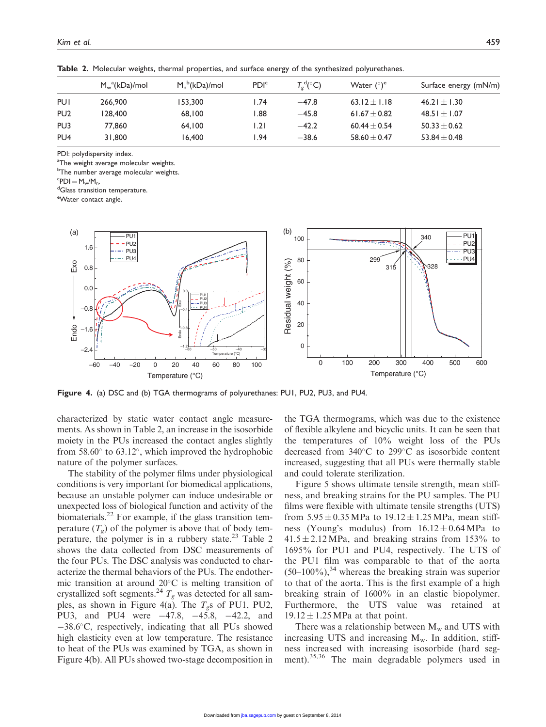**Table 2.** Molecular weights, thermal properties, and surface energy of the synthesized polyurethanes.

| | $M_w$[a](kDa)/mol | $M_n$[b](kDa)/mol | PDI[c] | $T_g$[d](°C) | Water (°)[e] | Surface energy (mN/m) |
|---|---|---|---|---|---|---|
| PU1 | 266,900 | 153,300 | 1.74 | −47.8 | 63.12 ± 1.18 | 46.21 ± 1.30 |
| PU2 | 128,400 | 68,100 | 1.88 | −45.8 | 61.67 ± 0.82 | 48.51 ± 1.07 |
| PU3 | 77,860 | 64,100 | 1.21 | −42.2 | 60.44 ± 0.54 | 50.33 ± 0.62 |
| PU4 | 31,800 | 16,400 | 1.94 | −38.6 | 58.60 ± 0.47 | 53.84 ± 0.48 |

PDI: polydispersity index.
[a]The weight average molecular weights.
[b]The number average molecular weights.
[c]PDI = $M_w/M_n$.
[d]Glass transition temperature.
[e]Water contact angle.

**Figure 4.** (a) DSC and (b) TGA thermograms of polyurethanes: PU1, PU2, PU3, and PU4.

characterized by static water contact angle measurements. As shown in Table 2, an increase in the isosorbide moiety in the PUs increased the contact angles slightly from 58.60° to 63.12°, which improved the hydrophobic nature of the polymer surfaces.

The stability of the polymer films under physiological conditions is very important for biomedical applications, because an unstable polymer can induce undesirable or unexpected loss of biological function and activity of the biomaterials.[22] For example, if the glass transition temperature ($T_g$) of the polymer is above that of body temperature, the polymer is in a rubbery state.[23] Table 2 shows the data collected from DSC measurements of the four PUs. The DSC analysis was conducted to characterize the thermal behaviors of the PUs. The endothermic transition at around 20°C is melting transition of crystallized soft segments.[24] $T_g$ was detected for all samples, as shown in Figure 4(a). The $T_g$s of PU1, PU2, PU3, and PU4 were −47.8, −45.8, −42.2, and −38.6°C, respectively, indicating that all PUs showed high elasticity even at low temperature. The resistance to heat of the PUs was examined by TGA, as shown in Figure 4(b). All PUs showed two-stage decomposition in the TGA thermograms, which was due to the existence of flexible alkylene and bicyclic units. It can be seen that the temperatures of 10% weight loss of the PUs decreased from 340°C to 299°C as isosorbide content increased, suggesting that all PUs were thermally stable and could tolerate sterilization.

Figure 5 shows ultimate tensile strength, mean stiffness, and breaking strains for the PU samples. The PU films were flexible with ultimate tensile strengths (UTS) from 5.95 ± 0.35 MPa to 19.12 ± 1.25 MPa, mean stiffness (Young's modulus) from 16.12 ± 0.64 MPa to 41.5 ± 2.12 MPa, and breaking strains from 153% to 1695% for PU1 and PU4, respectively. The UTS of the PU1 film was comparable to that of the aorta (50–100%),[34] whereas the breaking strain was superior to that of the aorta. This is the first example of a high breaking strain of 1600% in an elastic biopolymer. Furthermore, the UTS value was retained at 19.12 ± 1.25 MPa at that point.

There was a relationship between $M_w$ and UTS with increasing UTS and increasing $M_w$. In addition, stiffness increased with increasing isosorbide (hard segment).[35,36] The main degradable polymers used in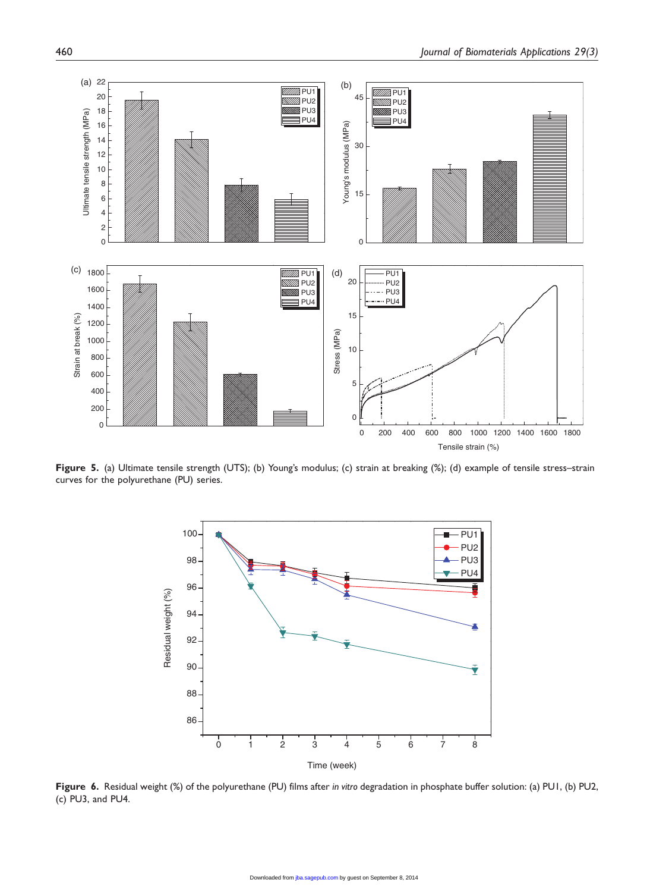**Figure 5.** (a) Ultimate tensile strength (UTS); (b) Young's modulus; (c) strain at breaking (%); (d) example of tensile stress–strain curves for the polyurethane (PU) series.

**Figure 6.** Residual weight (%) of the polyurethane (PU) films after *in vitro* degradation in phosphate buffer solution: (a) PU1, (b) PU2, (c) PU3, and PU4.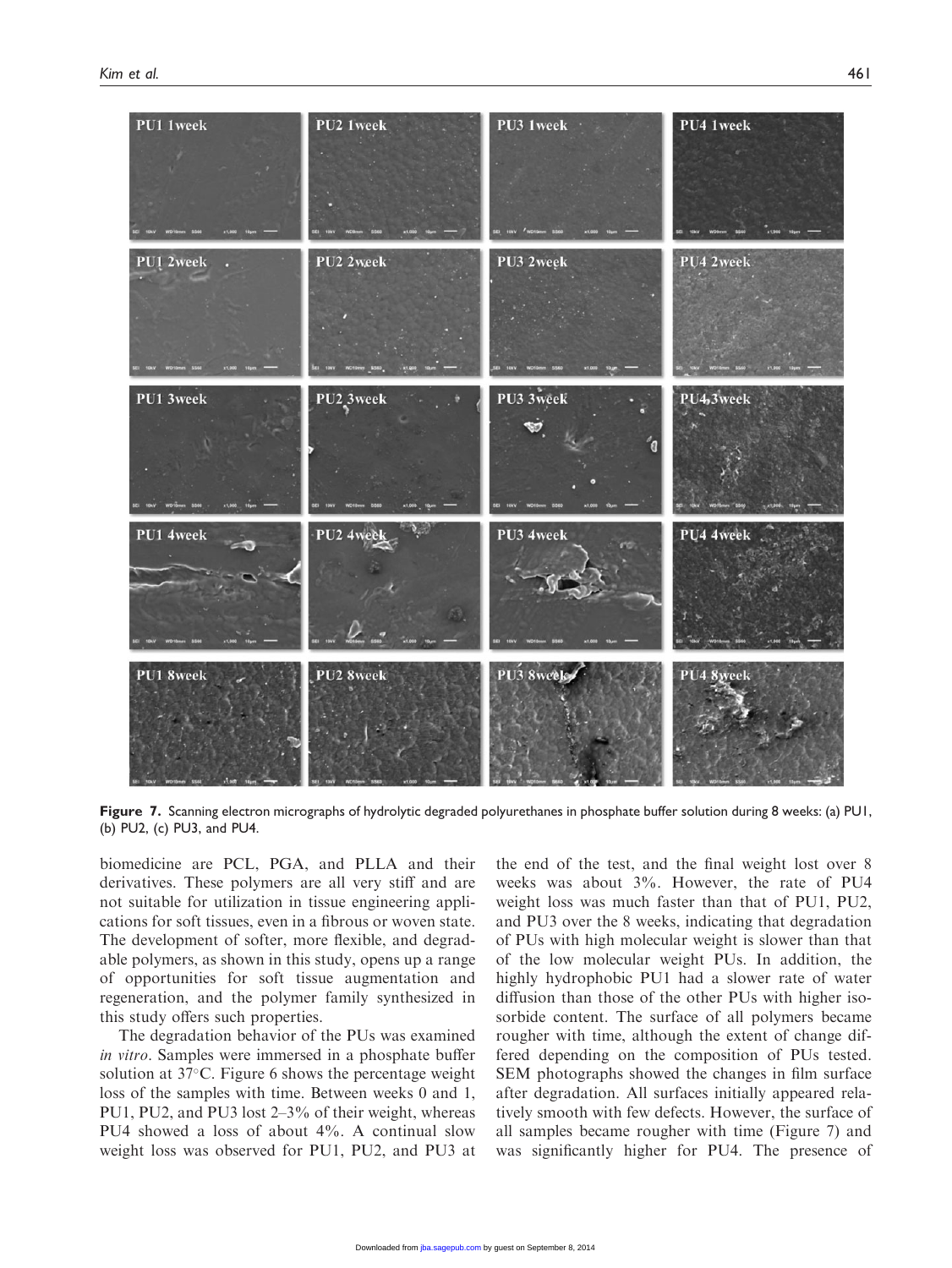**Figure 7.** Scanning electron micrographs of hydrolytic degraded polyurethanes in phosphate buffer solution during 8 weeks: (a) PU1, (b) PU2, (c) PU3, and PU4.

biomedicine are PCL, PGA, and PLLA and their derivatives. These polymers are all very stiff and are not suitable for utilization in tissue engineering applications for soft tissues, even in a fibrous or woven state. The development of softer, more flexible, and degradable polymers, as shown in this study, opens up a range of opportunities for soft tissue augmentation and regeneration, and the polymer family synthesized in this study offers such properties.

The degradation behavior of the PUs was examined *in vitro*. Samples were immersed in a phosphate buffer solution at 37°C. Figure 6 shows the percentage weight loss of the samples with time. Between weeks 0 and 1, PU1, PU2, and PU3 lost 2–3% of their weight, whereas PU4 showed a loss of about 4%. A continual slow weight loss was observed for PU1, PU2, and PU3 at the end of the test, and the final weight lost over 8 weeks was about 3%. However, the rate of PU4 weight loss was much faster than that of PU1, PU2, and PU3 over the 8 weeks, indicating that degradation of PUs with high molecular weight is slower than that of the low molecular weight PUs. In addition, the highly hydrophobic PU1 had a slower rate of water diffusion than those of the other PUs with higher isosorbide content. The surface of all polymers became rougher with time, although the extent of change differed depending on the composition of PUs tested. SEM photographs showed the changes in film surface after degradation. All surfaces initially appeared relatively smooth with few defects. However, the surface of all samples became rougher with time (Figure 7) and was significantly higher for PU4. The presence of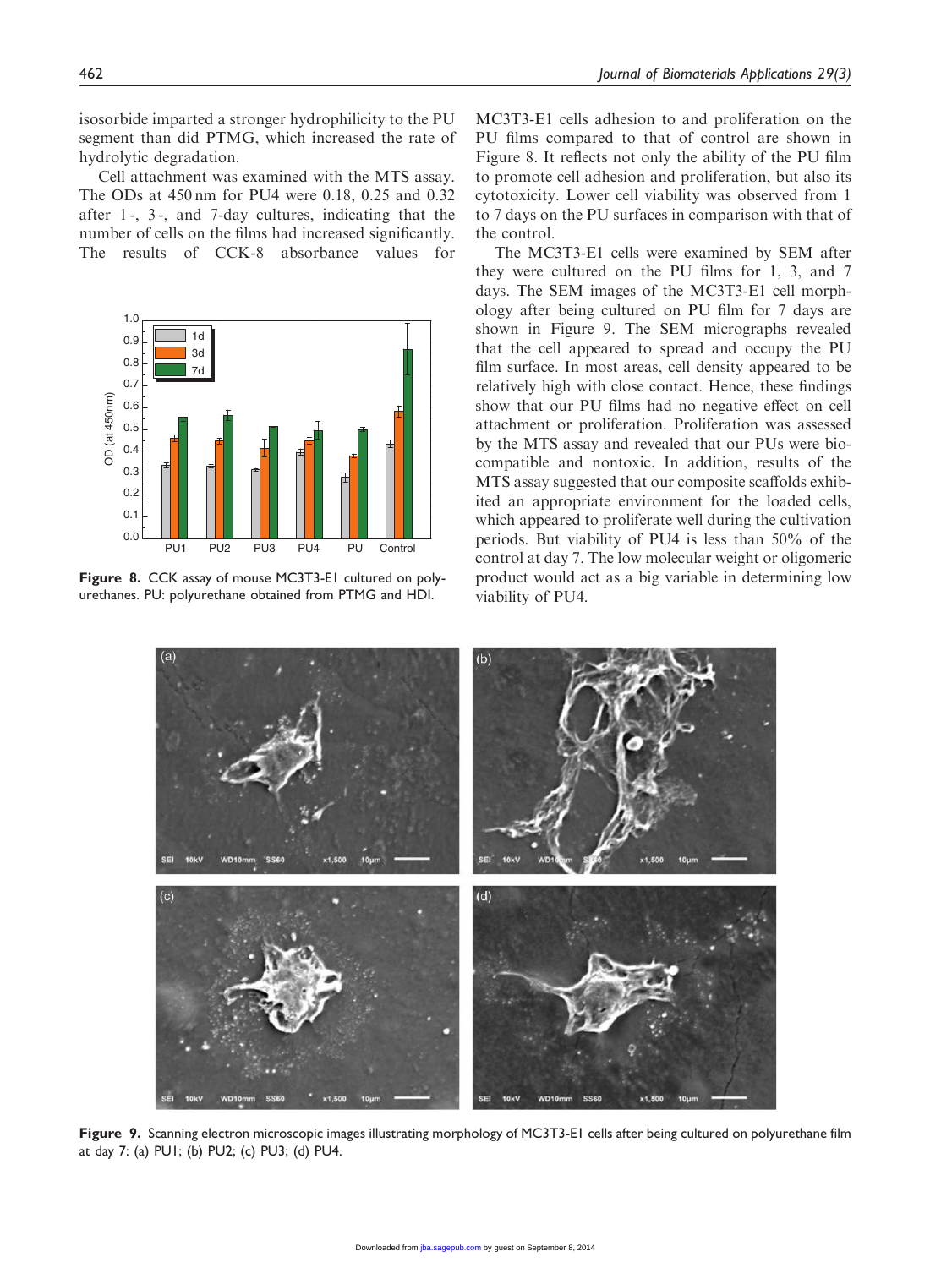isosorbide imparted a stronger hydrophilicity to the PU segment than did PTMG, which increased the rate of hydrolytic degradation.

Cell attachment was examined with the MTS assay. The ODs at 450 nm for PU4 were 0.18, 0.25 and 0.32 after 1-, 3-, and 7-day cultures, indicating that the number of cells on the films had increased significantly. The results of CCK-8 absorbance values for MC3T3-E1 cells adhesion to and proliferation on the PU films compared to that of control are shown in Figure 8. It reflects not only the ability of the PU film to promote cell adhesion and proliferation, but also its cytotoxicity. Lower cell viability was observed from 1 to 7 days on the PU surfaces in comparison with that of the control.

**Figure 8.** CCK assay of mouse MC3T3-E1 cultured on polyurethanes. PU: polyurethane obtained from PTMG and HDI.

The MC3T3-E1 cells were examined by SEM after they were cultured on the PU films for 1, 3, and 7 days. The SEM images of the MC3T3-E1 cell morphology after being cultured on PU film for 7 days are shown in Figure 9. The SEM micrographs revealed that the cell appeared to spread and occupy the PU film surface. In most areas, cell density appeared to be relatively high with close contact. Hence, these findings show that our PU films had no negative effect on cell attachment or proliferation. Proliferation was assessed by the MTS assay and revealed that our PUs were biocompatible and nontoxic. In addition, results of the MTS assay suggested that our composite scaffolds exhibited an appropriate environment for the loaded cells, which appeared to proliferate well during the cultivation periods. But viability of PU4 is less than 50% of the control at day 7. The low molecular weight or oligomeric product would act as a big variable in determining low viability of PU4.

**Figure 9.** Scanning electron microscopic images illustrating morphology of MC3T3-E1 cells after being cultured on polyurethane film at day 7: (a) PU1; (b) PU2; (c) PU3; (d) PU4.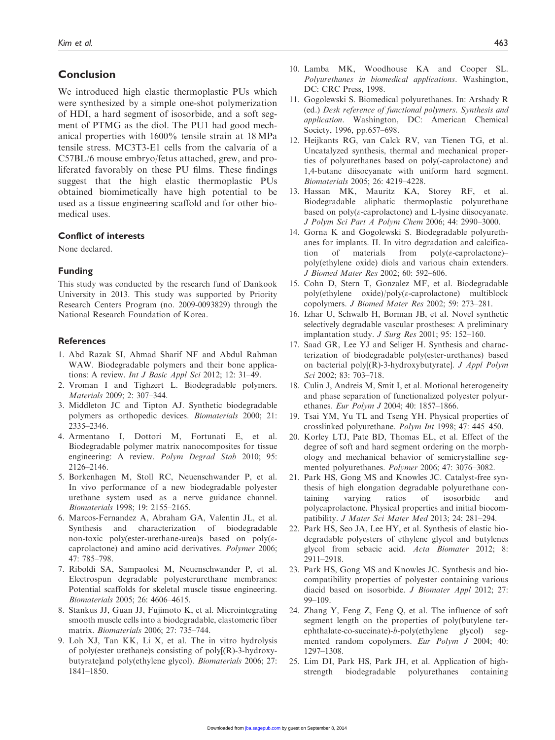## Conclusion

We introduced high elastic thermoplastic PUs which were synthesized by a simple one-shot polymerization of HDI, a hard segment of isosorbide, and a soft segment of PTMG as the diol. The PU1 had good mechanical properties with 1600% tensile strain at 18 MPa tensile stress. MC3T3-E1 cells from the calvaria of a C57BL/6 mouse embryo/fetus attached, grew, and proliferated favorably on these PU films. These findings suggest that the high elastic thermoplastic PUs obtained biomimetically have high potential to be used as a tissue engineering scaffold and for other biomedical uses.

### Conflict of interests

None declared.

### Funding

This study was conducted by the research fund of Dankook University in 2013. This study was supported by Priority Research Centers Program (no. 2009-0093829) through the National Research Foundation of Korea.

### References

1. Abd Razak SI, Ahmad Sharif NF and Abdul Rahman WAW. Biodegradable polymers and their bone applications: A review. *Int J Basic Appl Sci* 2012; 12: 31–49.
2. Vroman I and Tighzert L. Biodegradable polymers. *Materials* 2009; 2: 307–344.
3. Middleton JC and Tipton AJ. Synthetic biodegradable polymers as orthopedic devices. *Biomaterials* 2000; 21: 2335–2346.
4. Armentano I, Dottori M, Fortunati E, et al. Biodegradable polymer matrix nanocomposites for tissue engineering: A review. *Polym Degrad Stab* 2010; 95: 2126–2146.
5. Borkenhagen M, Stoll RC, Neuenschwander P, et al. In vivo performance of a new biodegradable polyester urethane system used as a nerve guidance channel. *Biomaterials* 1998; 19: 2155–2165.
6. Marcos-Fernandez A, Abraham GA, Valentin JL, et al. Synthesis and characterization of biodegradable non-toxic poly(ester-urethane-urea)s based on poly(ε-caprolactone) and amino acid derivatives. *Polymer* 2006; 47: 785–798.
7. Riboldi SA, Sampaolesi M, Neuenschwander P, et al. Electrospun degradable polyesterurethane membranes: Potential scaffolds for skeletal muscle tissue engineering. *Biomaterials* 2005; 26: 4606–4615.
8. Stankus JJ, Guan JJ, Fujimoto K, et al. Microintegrating smooth muscle cells into a biodegradable, elastomeric fiber matrix. *Biomaterials* 2006; 27: 735–744.
9. Loh XJ, Tan KK, Li X, et al. The in vitro hydrolysis of poly(ester urethane)s consisting of poly[(R)-3-hydroxybutyrate]and poly(ethylene glycol). *Biomaterials* 2006; 27: 1841–1850.
10. Lamba MK, Woodhouse KA and Cooper SL. *Polyurethanes in biomedical applications*. Washington, DC: CRC Press, 1998.
11. Gogolewski S. Biomedical polyurethanes. In: Arshady R (ed.) *Desk reference of functional polymers. Synthesis and application*. Washington, DC: American Chemical Society, 1996, pp.657–698.
12. Heijkants RG, van Calck RV, van Tienen TG, et al. Uncatalyzed synthesis, thermal and mechanical properties of polyurethanes based on poly(-caprolactone) and 1,4-butane diisocyanate with uniform hard segment. *Biomaterials* 2005; 26: 4219–4228.
13. Hassan MK, Mauritz KA, Storey RF, et al. Biodegradable aliphatic thermoplastic polyurethane based on poly(ε-caprolactone) and L-lysine diisocyanate. *J Polym Sci Part A Polym Chem* 2006; 44: 2990–3000.
14. Gorna K and Gogolewski S. Biodegradable polyurethanes for implants. II. In vitro degradation and calcification of materials from poly(ε-caprolactone)–poly(ethylene oxide) diols and various chain extenders. *J Biomed Mater Res* 2002; 60: 592–606.
15. Cohn D, Stern T, Gonzalez MF, et al. Biodegradable poly(ethylene oxide)/poly(ε-caprolactone) multiblock copolymers. *J Biomed Mater Res* 2002; 59: 273–281.
16. Izhar U, Schwalb H, Borman JB, et al. Novel synthetic selectively degradable vascular prostheses: A preliminary implantation study. *J Surg Res* 2001; 95: 152–160.
17. Saad GR, Lee YJ and Seliger H. Synthesis and characterization of biodegradable poly(ester-urethanes) based on bacterial poly[(R)-3-hydroxybutyrate]. *J Appl Polym Sci* 2002; 83: 703–718.
18. Culin J, Andreis M, Smit I, et al. Motional heterogeneity and phase separation of functionalized polyester polyurethanes. *Eur Polym J* 2004; 40: 1857–1866.
19. Tsai YM, Yu TL and Tseng YH. Physical properties of crosslinked polyurethane. *Polym Int* 1998; 47: 445–450.
20. Korley LTJ, Pate BD, Thomas EL, et al. Effect of the degree of soft and hard segment ordering on the morphology and mechanical behavior of semicrystalline segmented polyurethanes. *Polymer* 2006; 47: 3076–3082.
21. Park HS, Gong MS and Knowles JC. Catalyst-free synthesis of high elongation degradable polyurethane containing varying ratios of isosorbide and polycaprolactone. Physical properties and initial biocompatibility. *J Mater Sci Mater Med* 2013; 24: 281–294.
22. Park HS, Seo JA, Lee HY, et al. Synthesis of elastic biodegradable polyesters of ethylene glycol and butylenes glycol from sebacic acid. *Acta Biomater* 2012; 8: 2911–2918.
23. Park HS, Gong MS and Knowles JC. Synthesis and biocompatibility properties of polyester containing various diacid based on isosorbide. *J Biomater Appl* 2012; 27: 99–109.
24. Zhang Y, Feng Z, Feng Q, et al. The influence of soft segment length on the properties of poly(butylene terephthalate-co-succinate)-*b*-poly(ethylene glycol) segmented random copolymers. *Eur Polym J* 2004; 40: 1297–1308.
25. Lim DI, Park HS, Park JH, et al. Application of high-strength biodegradable polyurethanes containing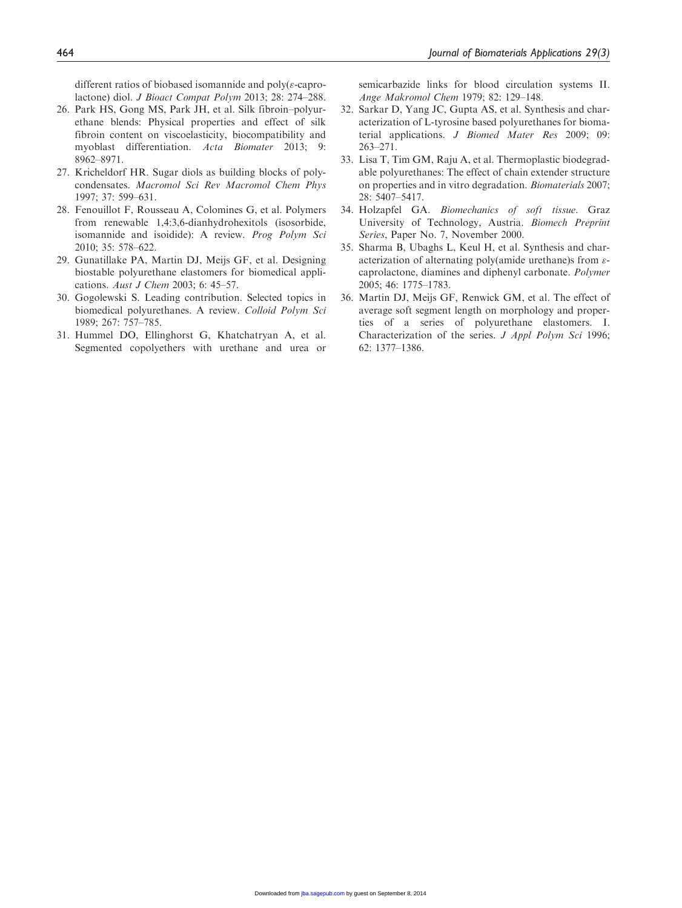different ratios of biobased isomannide and poly($\varepsilon$-caprolactone) diol. *J Bioact Compat Polym* 2013; 28: 274–288.

26. Park HS, Gong MS, Park JH, et al. Silk fibroin–polyurethane blends: Physical properties and effect of silk fibroin content on viscoelasticity, biocompatibility and myoblast differentiation. *Acta Biomater* 2013; 9: 8962–8971.
27. Kricheldorf HR. Sugar diols as building blocks of polycondensates. *Macromol Sci Rev Macromol Chem Phys* 1997; 37: 599–631.
28. Fenouillot F, Rousseau A, Colomines G, et al. Polymers from renewable 1,4:3,6-dianhydrohexitols (isosorbide, isomannide and isoidide): A review. *Prog Polym Sci* 2010; 35: 578–622.
29. Gunatillake PA, Martin DJ, Meijs GF, et al. Designing biostable polyurethane elastomers for biomedical applications. *Aust J Chem* 2003; 6: 45–57.
30. Gogolewski S. Leading contribution. Selected topics in biomedical polyurethanes. A review. *Colloid Polym Sci* 1989; 267: 757–785.
31. Hummel DO, Ellinghorst G, Khatchatryan A, et al. Segmented copolyethers with urethane and urea or semicarbazide links for blood circulation systems II. *Ange Makromol Chem* 1979; 82: 129–148.
32. Sarkar D, Yang JC, Gupta AS, et al. Synthesis and characterization of L-tyrosine based polyurethanes for biomaterial applications. *J Biomed Mater Res* 2009; 09: 263–271.
33. Lisa T, Tim GM, Raju A, et al. Thermoplastic biodegradable polyurethanes: The effect of chain extender structure on properties and in vitro degradation. *Biomaterials* 2007; 28: 5407–5417.
34. Holzapfel GA. *Biomechanics of soft tissue*. Graz University of Technology, Austria. *Biomech Preprint Series*, Paper No. 7, November 2000.
35. Sharma B, Ubaghs L, Keul H, et al. Synthesis and characterization of alternating poly(amide urethane)s from $\varepsilon$-caprolactone, diamines and diphenyl carbonate. *Polymer* 2005; 46: 1775–1783.
36. Martin DJ, Meijs GF, Renwick GM, et al. The effect of average soft segment length on morphology and properties of a series of polyurethane elastomers. I. Characterization of the series. *J Appl Polym Sci* 1996; 62: 1377–1386.